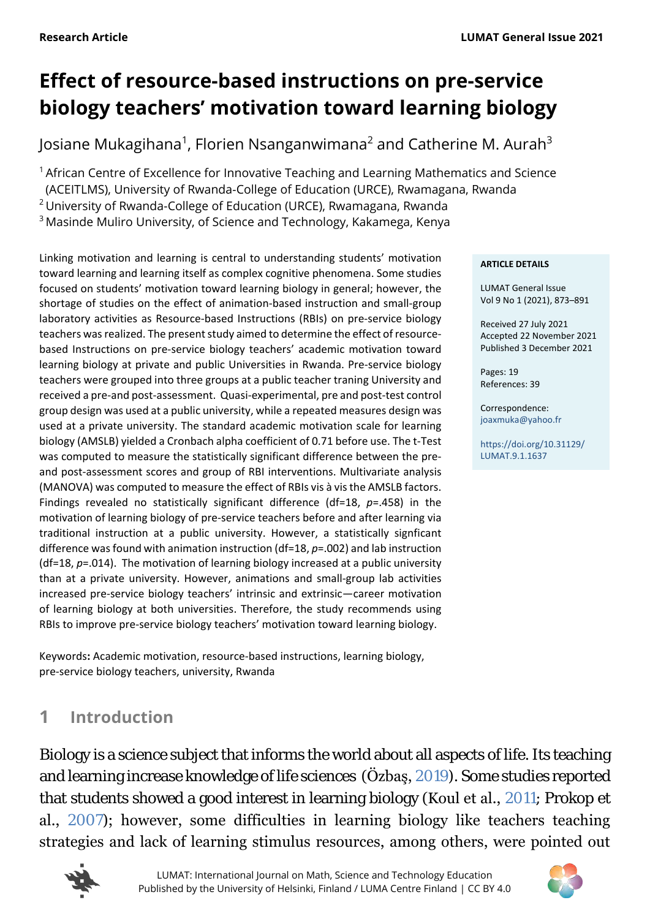Research Article

# Effect of resource-based instructions on pre-service biology teachers' motivation toward learning biology

Josiane Mukagihana[1], Florien Nsanganwimana[2] and Catherine M. Aurah[3]

[1] African Centre of Excellence for Innovative Teaching and Learning Mathematics and Science (ACEITLMS), University of Rwanda-College of Education (URCE), Rwamagana, Rwanda
[2] University of Rwanda-College of Education (URCE), Rwamagana, Rwanda
[3] Masinde Muliro University, of Science and Technology, Kakamega, Kenya

Linking motivation and learning is central to understanding students' motivation toward learning and learning itself as complex cognitive phenomena. Some studies focused on students' motivation toward learning biology in general; however, the shortage of studies on the effect of animation-based instruction and small-group laboratory activities as Resource-based Instructions (RBIs) on pre-service biology teachers was realized. The present study aimed to determine the effect of resource-based Instructions on pre-service biology teachers' academic motivation toward learning biology at private and public Universities in Rwanda. Pre-service biology teachers were grouped into three groups at a public teacher traning University and received a pre-and post-assessment. Quasi-experimental, pre and post-test control group design was used at a public university, while a repeated measures design was used at a private university. The standard academic motivation scale for learning biology (AMSLB) yielded a Cronbach alpha coefficient of 0.71 before use. The t-Test was computed to measure the statistically significant difference between the pre- and post-assessment scores and group of RBI interventions. Multivariate analysis (MANOVA) was computed to measure the effect of RBIs vis à vis the AMSLB factors. Findings revealed no statistically significant difference (df=18, *p*=.458) in the motivation of learning biology of pre-service teachers before and after learning via traditional instruction at a public university. However, a statistically signficant difference was found with animation instruction (df=18, *p*=.002) and lab instruction (df=18, *p*=.014). The motivation of learning biology increased at a public university than at a private university. However, animations and small-group lab activities increased pre-service biology teachers' intrinsic and extrinsic—career motivation of learning biology at both universities. Therefore, the study recommends using RBIs to improve pre-service biology teachers' motivation toward learning biology.

Keywords**:** Academic motivation, resource-based instructions, learning biology, pre-service biology teachers, university, Rwanda

**ARTICLE DETAILS**

LUMAT General Issue
Vol 9 No 1 (2021), 873–891

Received 27 July 2021
Accepted 22 November 2021
Published 3 December 2021

Pages: 19
References: 39

Correspondence:
joaxmuka@yahoo.fr

https://doi.org/10.31129/LUMAT.9.1.1637

## 1 Introduction

Biology is a science subject that informs the world about all aspects of life. Its teaching and learning increase knowledge of life sciences (Özbaş, 2019). Some studies reported that students showed a good interest in learning biology (Koul et al., 2011; Prokop et al., 2007); however, some difficulties in learning biology like teachers teaching strategies and lack of learning stimulus resources, among others, were pointed out

LUMAT: International Journal on Math, Science and Technology Education
Published by the University of Helsinki, Finland / LUMA Centre Finland | CC BY 4.0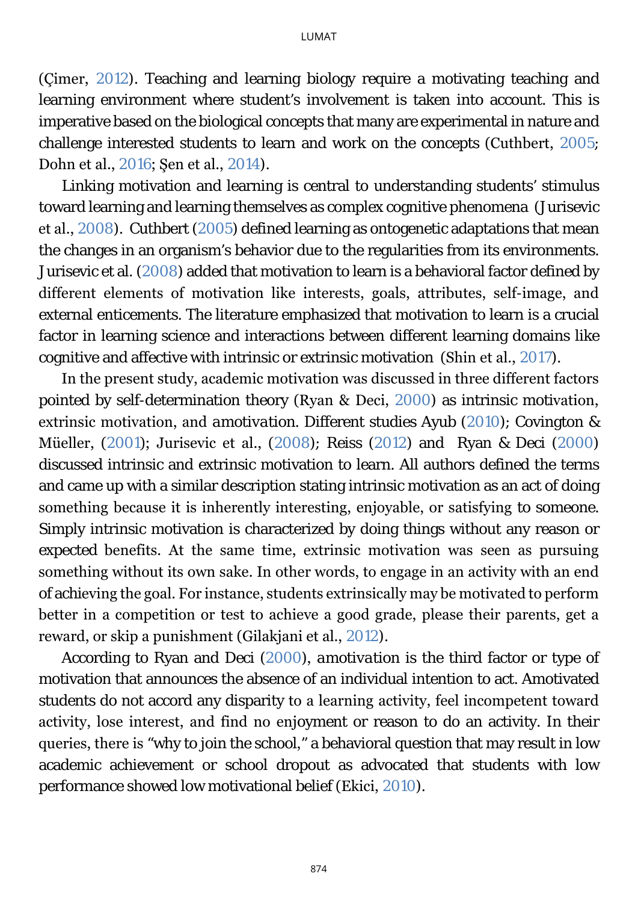(Çimer, 2012). Teaching and learning biology require a motivating teaching and learning environment where student's involvement is taken into account. This is imperative based on the biological concepts that many are experimental in nature and challenge interested students to learn and work on the concepts (Cuthbert, 2005; Dohn et al., 2016; Şen et al., 2014).

Linking motivation and learning is central to understanding students' stimulus toward learning and learning themselves as complex cognitive phenomena (Jurisevic et al., 2008). Cuthbert (2005) defined learning as ontogenetic adaptations that mean the changes in an organism's behavior due to the regularities from its environments. Jurisevic et al. (2008) added that motivation to learn is a behavioral factor defined by different elements of motivation like interests, goals, attributes, self-image, and external enticements. The literature emphasized that motivation to learn is a crucial factor in learning science and interactions between different learning domains like cognitive and affective with intrinsic or extrinsic motivation (Shin et al., 2017).

In the present study, academic motivation was discussed in three different factors pointed by self-determination theory (Ryan & Deci, 2000) as intrinsic motivation, extrinsic motivation, and amotivation. Different studies Ayub (2010); Covington & Müeller, (2001); Jurisevic et al., (2008); Reiss (2012) and Ryan & Deci (2000) discussed intrinsic and extrinsic motivation to learn. All authors defined the terms and came up with a similar description stating intrinsic motivation as an act of doing something because it is inherently interesting, enjoyable, or satisfying to someone. Simply intrinsic motivation is characterized by doing things without any reason or expected benefits. At the same time, extrinsic motivation was seen as pursuing something without its own sake. In other words, to engage in an activity with an end of achieving the goal. For instance, students extrinsically may be motivated to perform better in a competition or test to achieve a good grade, please their parents, get a reward, or skip a punishment (Gilakjani et al., 2012).

According to Ryan and Deci (2000), amotivation is the third factor or type of motivation that announces the absence of an individual intention to act. Amotivated students do not accord any disparity to a learning activity, feel incompetent toward activity, lose interest, and find no enjoyment or reason to do an activity. In their queries, there is "why to join the school," a behavioral question that may result in low academic achievement or school dropout as advocated that students with low performance showed low motivational belief (Ekici, 2010).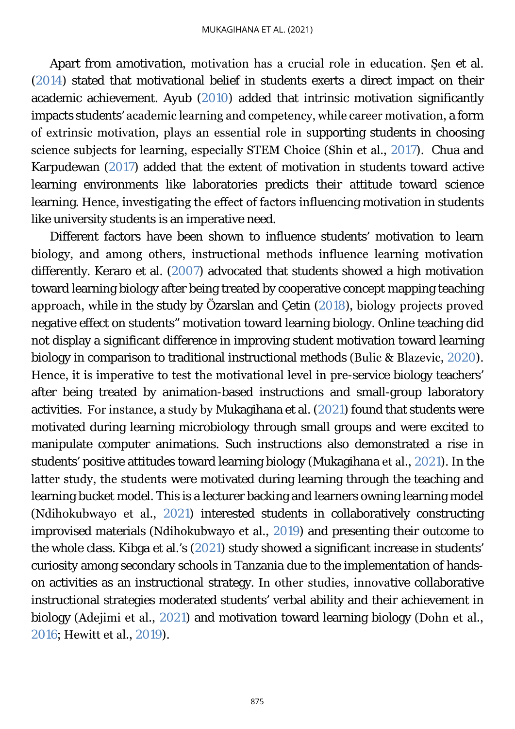Apart from *amotivation*, motivation has a crucial role in education. Şen et al. (2014) stated that motivational belief in students exerts a direct impact on their academic achievement. Ayub (2010) added that intrinsic motivation significantly impacts students' academic learning and competency, while career motivation, a form of extrinsic motivation, plays an essential role in supporting students in choosing science subjects for learning, especially STEM Choice (Shin et al., 2017). Chua and Karpudewan (2017) added that the extent of motivation in students toward active learning environments like laboratories predicts their attitude toward science learning. Hence, investigating the effect of factors influencing motivation in students like university students is an imperative need.

Different factors have been shown to influence students' motivation to learn biology, and among others, instructional methods influence learning motivation differently. Keraro et al. (2007) advocated that students showed a high motivation toward learning biology after being treated by cooperative concept mapping teaching approach, while in the study by Özarslan and Çetin (2018), biology projects proved negative effect on students" motivation toward learning biology. Online teaching did not display a significant difference in improving student motivation toward learning biology in comparison to traditional instructional methods (Bulic & Blazevic, 2020). Hence, it is imperative to test the motivational level in pre-service biology teachers' after being treated by animation-based instructions and small-group laboratory activities. For instance, a study by Mukagihana et al. (2021) found that students were motivated during learning microbiology through small groups and were excited to manipulate computer animations. Such instructions also demonstrated a rise in students' positive attitudes toward learning biology (Mukagihana et al., 2021). In the latter study, the students were motivated during learning through the teaching and learning bucket model. This is a lecturer backing and learners owning learning model (Ndihokubwayo et al., 2021) interested students in collaboratively constructing improvised materials (Ndihokubwayo et al., 2019) and presenting their outcome to the whole class. Kibga et al.'s (2021) study showed a significant increase in students' curiosity among secondary schools in Tanzania due to the implementation of hands-on activities as an instructional strategy. In other studies, innovative collaborative instructional strategies moderated students' verbal ability and their achievement in biology (Adejimi et al., 2021) and motivation toward learning biology (Dohn et al., 2016; Hewitt et al., 2019).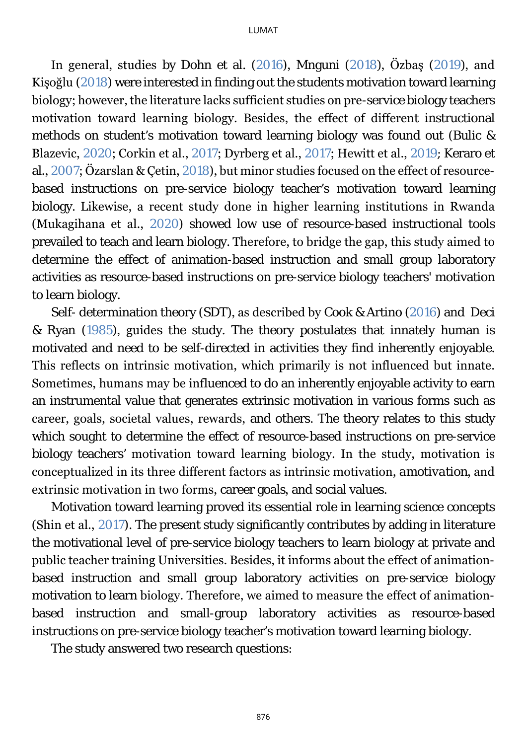In general, studies by Dohn et al. (2016), Mnguni (2018), Özbaş (2019), and Kişoğlu (2018) were interested in finding out the students motivation toward learning biology; however, the literature lacks sufficient studies on pre-service biology teachers motivation toward learning biology. Besides, the effect of different instructional methods on student's motivation toward learning biology was found out (Bulic & Blazevic, 2020; Corkin et al., 2017; Dyrberg et al., 2017; Hewitt et al., 2019; Keraro et al., 2007; Özarslan & Çetin, 2018), but minor studies focused on the effect of resource-based instructions on pre-service biology teacher's motivation toward learning biology. Likewise, a recent study done in higher learning institutions in Rwanda (Mukagihana et al., 2020) showed low use of resource-based instructional tools prevailed to teach and learn biology. Therefore, to bridge the gap, this study aimed to determine the effect of animation-based instruction and small group laboratory activities as resource-based instructions on pre-service biology teachers' motivation to learn biology.

Self- determination theory (SDT), as described by Cook & Artino (2016) and Deci & Ryan (1985), guides the study. The theory postulates that innately human is motivated and need to be self-directed in activities they find inherently enjoyable. This reflects on intrinsic motivation, which primarily is not influenced but innate. Sometimes, humans may be influenced to do an inherently enjoyable activity to earn an instrumental value that generates extrinsic motivation in various forms such as career, goals, societal values, rewards, and others. The theory relates to this study which sought to determine the effect of resource-based instructions on pre-service biology teachers' motivation toward learning biology. In the study, motivation is conceptualized in its three different factors as intrinsic motivation, amotivation, and extrinsic motivation in two forms, career goals, and social values.

Motivation toward learning proved its essential role in learning science concepts (Shin et al., 2017). The present study significantly contributes by adding in literature the motivational level of pre-service biology teachers to learn biology at private and public teacher training Universities. Besides, it informs about the effect of animation-based instruction and small group laboratory activities on pre-service biology motivation to learn biology. Therefore, we aimed to measure the effect of animation-based instruction and small-group laboratory activities as resource-based instructions on pre-service biology teacher's motivation toward learning biology.

The study answered two research questions: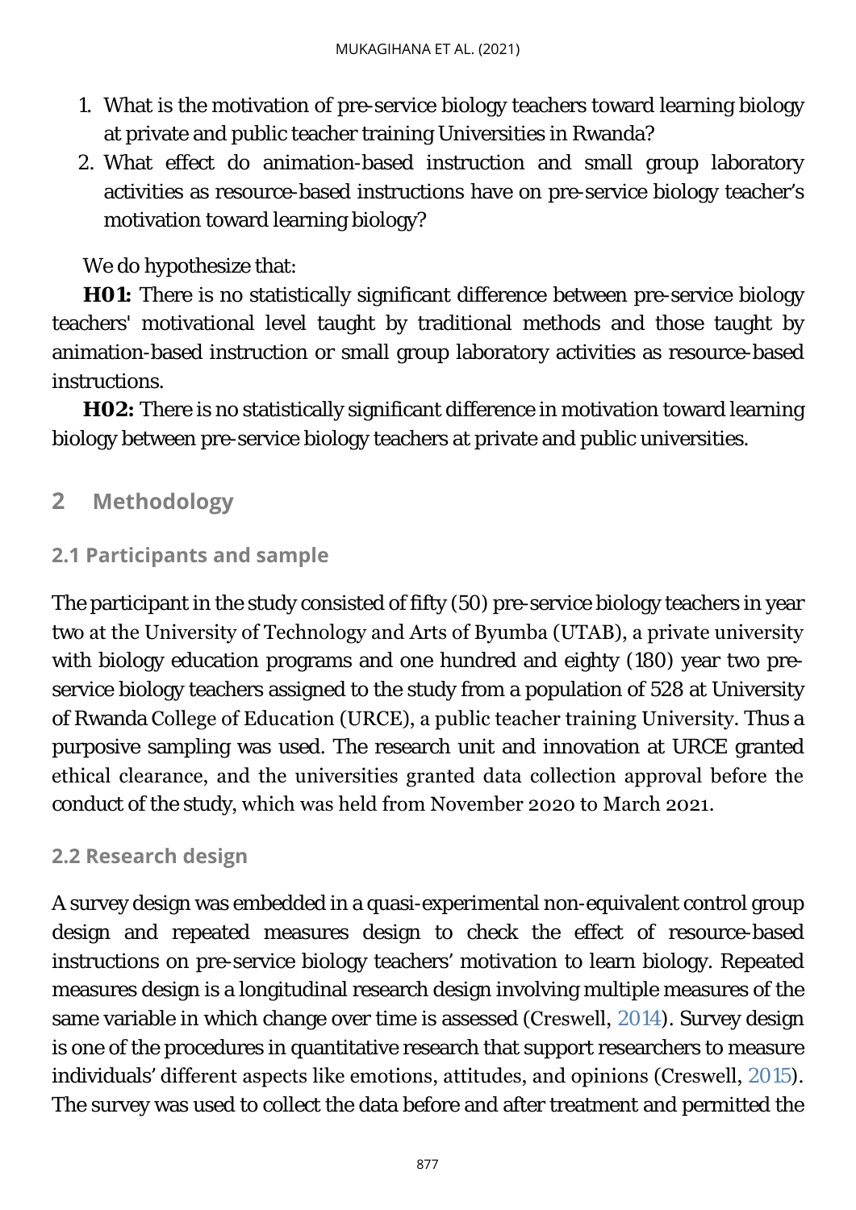1. What is the motivation of pre-service biology teachers toward learning biology at private and public teacher training Universities in Rwanda?
2. What effect do animation-based instruction and small group laboratory activities as resource-based instructions have on pre-service biology teacher's motivation toward learning biology?

We do hypothesize that:

**H01:** There is no statistically significant difference between pre-service biology teachers' motivational level taught by traditional methods and those taught by animation-based instruction or small group laboratory activities as resource-based instructions.

**H02:** There is no statistically significant difference in motivation toward learning biology between pre-service biology teachers at private and public universities.

## 2 Methodology

### 2.1 Participants and sample

The participant in the study consisted of fifty (50) pre-service biology teachers in year two at the University of Technology and Arts of Byumba (UTAB), a private university with biology education programs and one hundred and eighty (180) year two pre-service biology teachers assigned to the study from a population of 528 at University of Rwanda College of Education (URCE), a public teacher training University. Thus a purposive sampling was used. The research unit and innovation at URCE granted ethical clearance, and the universities granted data collection approval before the conduct of the study, which was held from November 2020 to March 2021.

### 2.2 Research design

A survey design was embedded in a quasi-experimental non-equivalent control group design and repeated measures design to check the effect of resource-based instructions on pre-service biology teachers' motivation to learn biology. Repeated measures design is a longitudinal research design involving multiple measures of the same variable in which change over time is assessed (Creswell, 2014). Survey design is one of the procedures in quantitative research that support researchers to measure individuals' different aspects like emotions, attitudes, and opinions (Creswell, 2015). The survey was used to collect the data before and after treatment and permitted the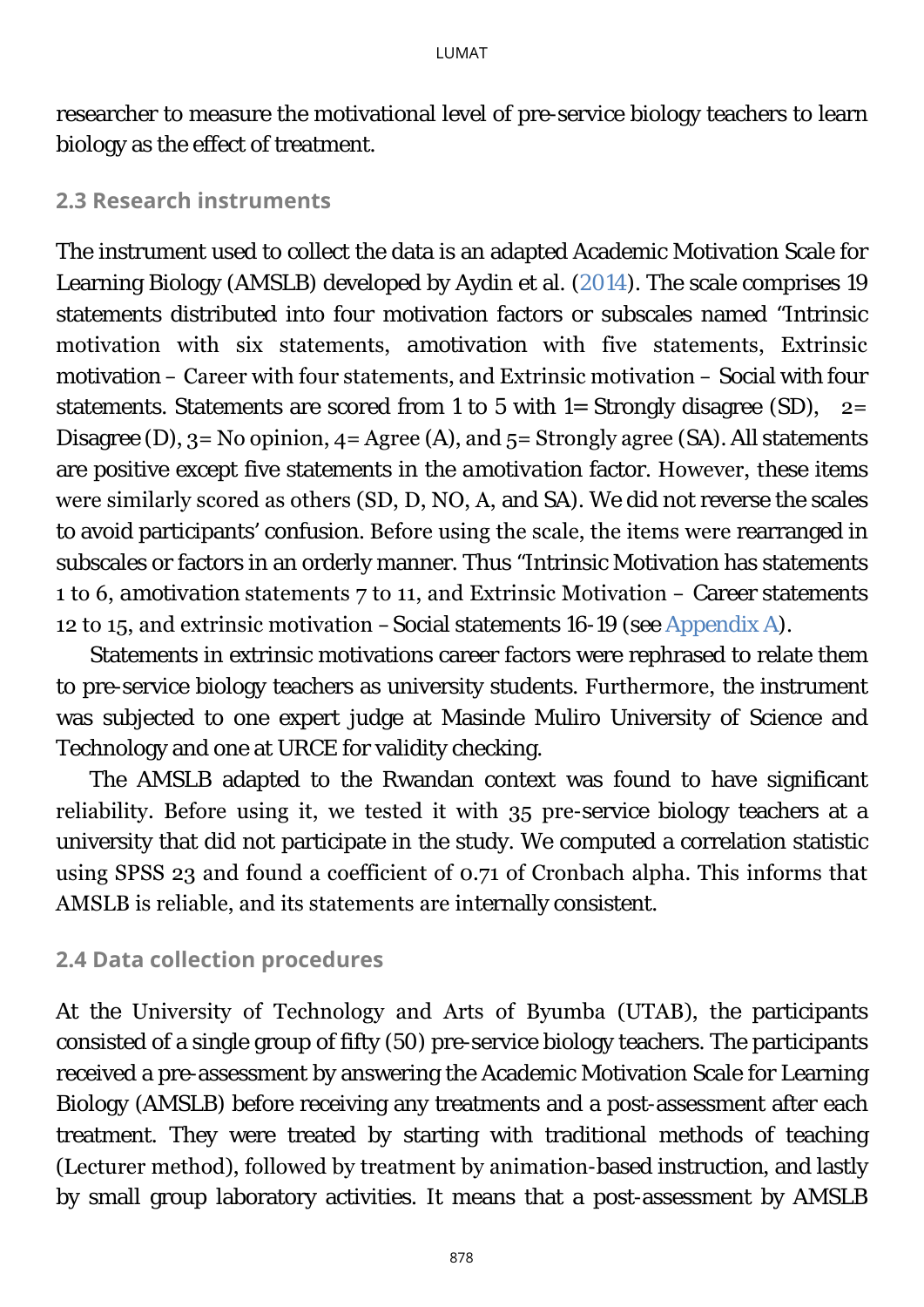researcher to measure the motivational level of pre-service biology teachers to learn biology as the effect of treatment.

### 2.3 Research instruments

The instrument used to collect the data is an adapted Academic Motivation Scale for Learning Biology (AMSLB) developed by Aydin et al. (2014). The scale comprises 19 statements distributed into four motivation factors or subscales named "Intrinsic motivation with six statements, amotivation with five statements, Extrinsic motivation – Career with four statements, and Extrinsic motivation – Social with four statements. Statements are scored from 1 to 5 with 1= Strongly disagree (SD), 2= Disagree (D), 3= No opinion, 4= Agree (A), and 5= Strongly agree (SA). All statements are positive except five statements in the amotivation factor. However, these items were similarly scored as others (SD, D, NO, A, and SA). We did not reverse the scales to avoid participants' confusion. Before using the scale, the items were rearranged in subscales or factors in an orderly manner. Thus "Intrinsic Motivation has statements 1 to 6, amotivation statements 7 to 11, and Extrinsic Motivation – Career statements 12 to 15, and extrinsic motivation – Social statements 16-19 (see Appendix A).

Statements in extrinsic motivations career factors were rephrased to relate them to pre-service biology teachers as university students. Furthermore, the instrument was subjected to one expert judge at Masinde Muliro University of Science and Technology and one at URCE for validity checking.

The AMSLB adapted to the Rwandan context was found to have significant reliability. Before using it, we tested it with 35 pre-service biology teachers at a university that did not participate in the study. We computed a correlation statistic using SPSS 23 and found a coefficient of 0.71 of Cronbach alpha. This informs that AMSLB is reliable, and its statements are internally consistent.

### 2.4 Data collection procedures

At the University of Technology and Arts of Byumba (UTAB), the participants consisted of a single group of fifty (50) pre-service biology teachers. The participants received a pre-assessment by answering the Academic Motivation Scale for Learning Biology (AMSLB) before receiving any treatments and a post-assessment after each treatment. They were treated by starting with traditional methods of teaching (Lecturer method), followed by treatment by animation-based instruction, and lastly by small group laboratory activities. It means that a post-assessment by AMSLB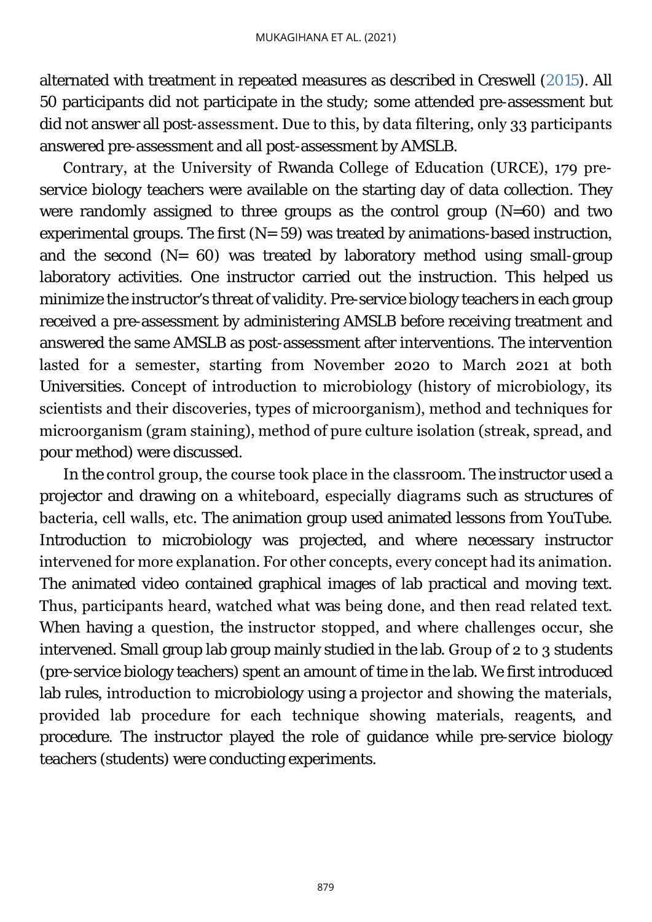alternated with treatment in repeated measures as described in Creswell (2015). All 50 participants did not participate in the study; some attended pre-assessment but did not answer all post-assessment. Due to this, by data filtering, only 33 participants answered pre-assessment and all post-assessment by AMSLB.

Contrary, at the University of Rwanda College of Education (URCE), 179 pre-service biology teachers were available on the starting day of data collection. They were randomly assigned to three groups as the control group (N=60) and two experimental groups. The first (N= 59) was treated by animations-based instruction, and the second (N= 60) was treated by laboratory method using small-group laboratory activities. One instructor carried out the instruction. This helped us minimize the instructor's threat of validity. Pre-service biology teachers in each group received a pre-assessment by administering AMSLB before receiving treatment and answered the same AMSLB as post-assessment after interventions. The intervention lasted for a semester, starting from November 2020 to March 2021 at both Universities. Concept of introduction to microbiology (history of microbiology, its scientists and their discoveries, types of microorganism), method and techniques for microorganism (gram staining), method of pure culture isolation (streak, spread, and pour method) were discussed.

In the control group, the course took place in the classroom. The instructor used a projector and drawing on a whiteboard, especially diagrams such as structures of bacteria, cell walls, etc. The animation group used animated lessons from YouTube. Introduction to microbiology was projected, and where necessary instructor intervened for more explanation. For other concepts, every concept had its animation. The animated video contained graphical images of lab practical and moving text. Thus, participants heard, watched what was being done, and then read related text. When having a question, the instructor stopped, and where challenges occur, she intervened. Small group lab group mainly studied in the lab. Group of 2 to 3 students (pre-service biology teachers) spent an amount of time in the lab. We first introduced lab rules, introduction to microbiology using a projector and showing the materials, provided lab procedure for each technique showing materials, reagents, and procedure. The instructor played the role of guidance while pre-service biology teachers (students) were conducting experiments.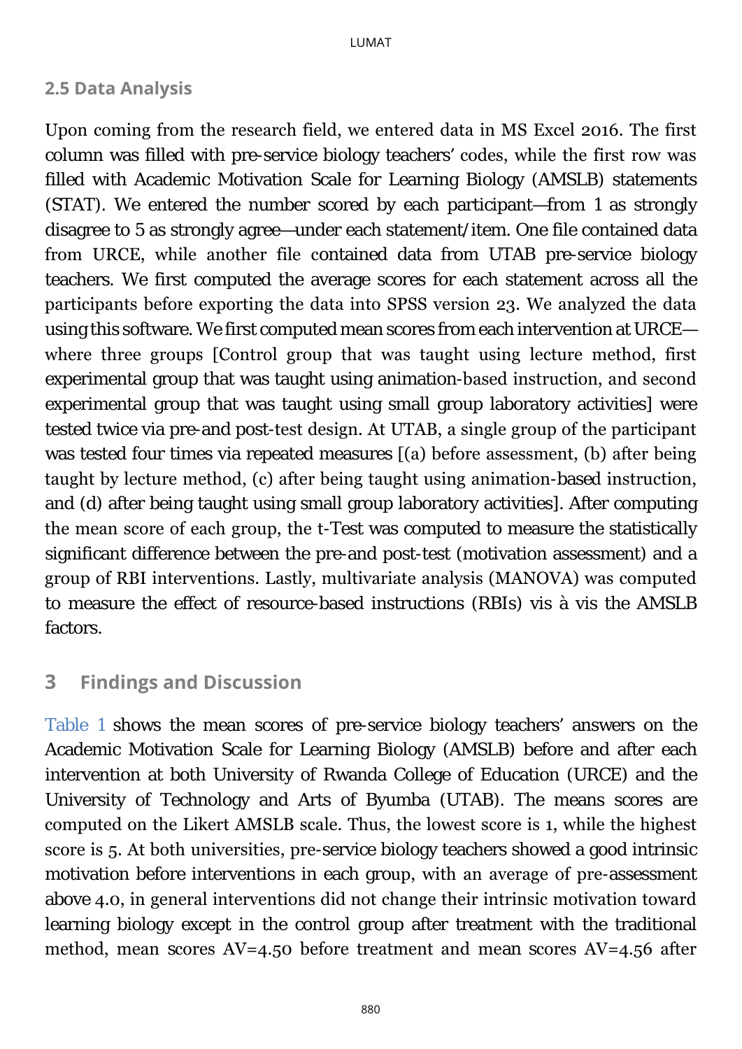## 2.5 Data Analysis

Upon coming from the research field, we entered data in MS Excel 2016. The first column was filled with pre-service biology teachers' codes, while the first row was filled with Academic Motivation Scale for Learning Biology (AMSLB) statements (STAT). We entered the number scored by each participant—from 1 as strongly disagree to 5 as strongly agree—under each statement/item. One file contained data from URCE, while another file contained data from UTAB pre-service biology teachers. We first computed the average scores for each statement across all the participants before exporting the data into SPSS version 23. We analyzed the data using this software. We first computed mean scores from each intervention at URCE—where three groups [Control group that was taught using lecture method, first experimental group that was taught using animation-based instruction, and second experimental group that was taught using small group laboratory activities] were tested twice via pre-and post-test design. At UTAB, a single group of the participant was tested four times via repeated measures [(a) before assessment, (b) after being taught by lecture method, (c) after being taught using animation-based instruction, and (d) after being taught using small group laboratory activities]. After computing the mean score of each group, the t-Test was computed to measure the statistically significant difference between the pre-and post-test (motivation assessment) and a group of RBI interventions. Lastly, multivariate analysis (MANOVA) was computed to measure the effect of resource-based instructions (RBIs) vis à vis the AMSLB factors.

# 3 Findings and Discussion

Table 1 shows the mean scores of pre-service biology teachers' answers on the Academic Motivation Scale for Learning Biology (AMSLB) before and after each intervention at both University of Rwanda College of Education (URCE) and the University of Technology and Arts of Byumba (UTAB). The means scores are computed on the Likert AMSLB scale. Thus, the lowest score is 1, while the highest score is 5. At both universities, pre-service biology teachers showed a good intrinsic motivation before interventions in each group, with an average of pre-assessment above 4.0, in general interventions did not change their intrinsic motivation toward learning biology except in the control group after treatment with the traditional method, mean scores AV=4.50 before treatment and mean scores AV=4.56 after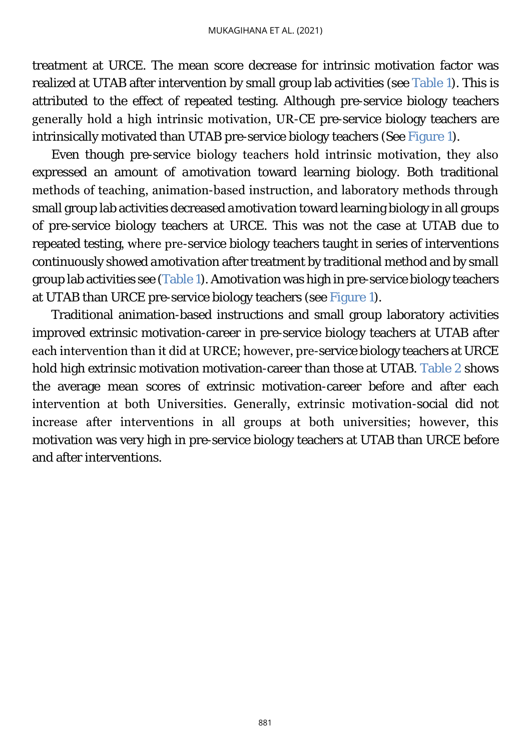treatment at URCE. The mean score decrease for intrinsic motivation factor was realized at UTAB after intervention by small group lab activities (see Table 1). This is attributed to the effect of repeated testing. Although pre-service biology teachers generally hold a high intrinsic motivation, UR-CE pre-service biology teachers are intrinsically motivated than UTAB pre-service biology teachers (See Figure 1).

Even though pre-service biology teachers hold intrinsic motivation, they also expressed an amount of *amotivation* toward learning biology. Both traditional methods of teaching, animation-based instruction, and laboratory methods through small group lab activities decreased *amotivation* toward learning biology in all groups of pre-service biology teachers at URCE. This was not the case at UTAB due to repeated testing, where pre-service biology teachers taught in series of interventions continuously showed *amotivation* after treatment by traditional method and by small group lab activities see (Table 1). *Amotivation* was high in pre-service biology teachers at UTAB than URCE pre-service biology teachers (see Figure 1).

Traditional animation-based instructions and small group laboratory activities improved extrinsic motivation-career in pre-service biology teachers at UTAB after each intervention than it did at URCE; however, pre-service biology teachers at URCE hold high extrinsic motivation motivation-career than those at UTAB. Table 2 shows the average mean scores of extrinsic motivation-career before and after each intervention at both Universities. Generally, extrinsic motivation-social did not increase after interventions in all groups at both universities; however, this motivation was very high in pre-service biology teachers at UTAB than URCE before and after interventions.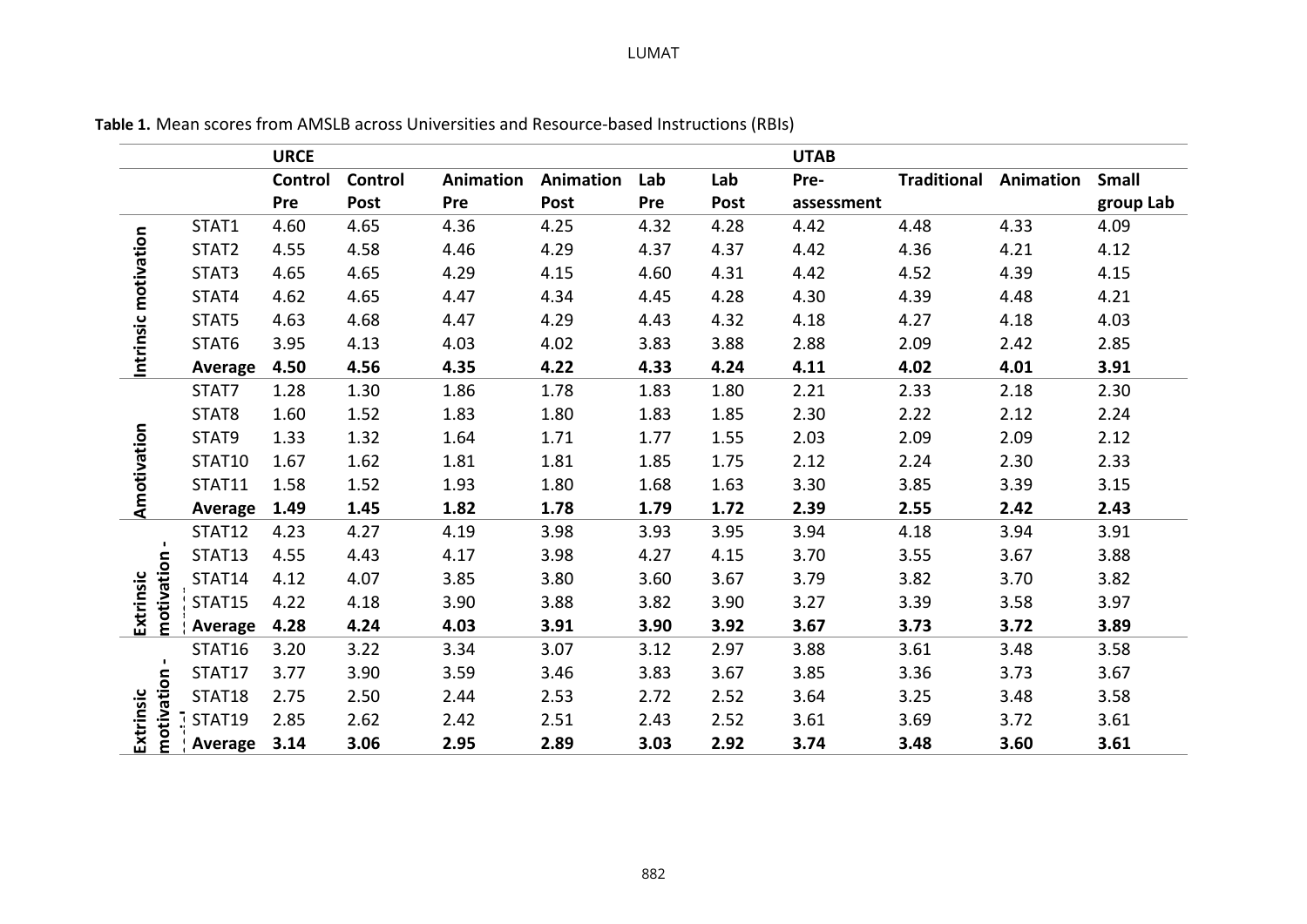**Table 1.** Mean scores from AMSLB across Universities and Resource-based Instructions (RBIs)

| | | URCE | | | | | | UTAB | | | |
|---|---|---|---|---|---|---|---|---|---|---|---|
| | | Control Pre | Control Post | Animation Pre | Animation Post | Lab Pre | Lab Post | Pre-assessment | Traditional | Animation | Small group Lab |
| Intrinsic motivation | STAT1 | 4.60 | 4.65 | 4.36 | 4.25 | 4.32 | 4.28 | 4.42 | 4.48 | 4.33 | 4.09 |
| | STAT2 | 4.55 | 4.58 | 4.46 | 4.29 | 4.37 | 4.37 | 4.42 | 4.36 | 4.21 | 4.12 |
| | STAT3 | 4.65 | 4.65 | 4.29 | 4.15 | 4.60 | 4.31 | 4.42 | 4.52 | 4.39 | 4.15 |
| | STAT4 | 4.62 | 4.65 | 4.47 | 4.34 | 4.45 | 4.28 | 4.30 | 4.39 | 4.48 | 4.21 |
| | STAT5 | 4.63 | 4.68 | 4.47 | 4.29 | 4.43 | 4.32 | 4.18 | 4.27 | 4.18 | 4.03 |
| | STAT6 | 3.95 | 4.13 | 4.03 | 4.02 | 3.83 | 3.88 | 2.88 | 2.09 | 2.42 | 2.85 |
| | **Average** | **4.50** | **4.56** | **4.35** | **4.22** | **4.33** | **4.24** | **4.11** | **4.02** | **4.01** | **3.91** |
| Amotivation | STAT7 | 1.28 | 1.30 | 1.86 | 1.78 | 1.83 | 1.80 | 2.21 | 2.33 | 2.18 | 2.30 |
| | STAT8 | 1.60 | 1.52 | 1.83 | 1.80 | 1.83 | 1.85 | 2.30 | 2.22 | 2.12 | 2.24 |
| | STAT9 | 1.33 | 1.32 | 1.64 | 1.71 | 1.77 | 1.55 | 2.03 | 2.09 | 2.09 | 2.12 |
| | STAT10 | 1.67 | 1.62 | 1.81 | 1.81 | 1.85 | 1.75 | 2.12 | 2.24 | 2.30 | 2.33 |
| | STAT11 | 1.58 | 1.52 | 1.93 | 1.80 | 1.68 | 1.63 | 3.30 | 3.85 | 3.39 | 3.15 |
| | **Average** | **1.49** | **1.45** | **1.82** | **1.78** | **1.79** | **1.72** | **2.39** | **2.55** | **2.42** | **2.43** |
| Extrinsic motivation - | STAT12 | 4.23 | 4.27 | 4.19 | 3.98 | 3.93 | 3.95 | 3.94 | 4.18 | 3.94 | 3.91 |
| | STAT13 | 4.55 | 4.43 | 4.17 | 3.98 | 4.27 | 4.15 | 3.70 | 3.55 | 3.67 | 3.88 |
| | STAT14 | 4.12 | 4.07 | 3.85 | 3.80 | 3.60 | 3.67 | 3.79 | 3.82 | 3.70 | 3.82 |
| | STAT15 | 4.22 | 4.18 | 3.90 | 3.88 | 3.82 | 3.90 | 3.27 | 3.39 | 3.58 | 3.97 |
| | **Average** | **4.28** | **4.24** | **4.03** | **3.91** | **3.90** | **3.92** | **3.67** | **3.73** | **3.72** | **3.89** |
| Extrinsic motivation - | STAT16 | 3.20 | 3.22 | 3.34 | 3.07 | 3.12 | 2.97 | 3.88 | 3.61 | 3.48 | 3.58 |
| | STAT17 | 3.77 | 3.90 | 3.59 | 3.46 | 3.83 | 3.67 | 3.85 | 3.36 | 3.73 | 3.67 |
| | STAT18 | 2.75 | 2.50 | 2.44 | 2.53 | 2.72 | 2.52 | 3.64 | 3.25 | 3.48 | 3.58 |
| | STAT19 | 2.85 | 2.62 | 2.42 | 2.51 | 2.43 | 2.52 | 3.61 | 3.69 | 3.72 | 3.61 |
| | **Average** | **3.14** | **3.06** | **2.95** | **2.89** | **3.03** | **2.92** | **3.74** | **3.48** | **3.60** | **3.61** |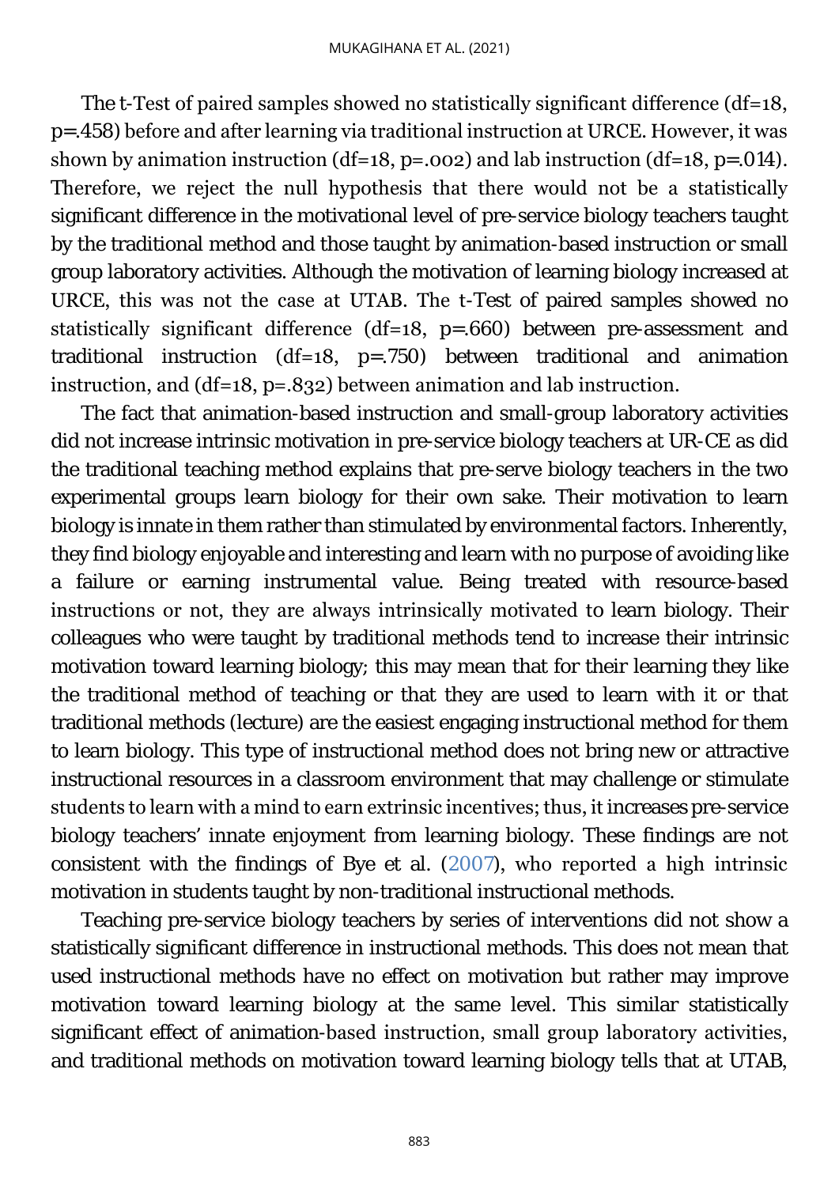The t-Test of paired samples showed no statistically significant difference (df=18, p=.458) before and after learning via traditional instruction at URCE. However, it was shown by animation instruction (df=18, p=.002) and lab instruction (df=18, p=.014). Therefore, we reject the null hypothesis that there would not be a statistically significant difference in the motivational level of pre-service biology teachers taught by the traditional method and those taught by animation-based instruction or small group laboratory activities. Although the motivation of learning biology increased at URCE, this was not the case at UTAB. The t-Test of paired samples showed no statistically significant difference (df=18, p=.660) between pre-assessment and traditional instruction (df=18, p=.750) between traditional and animation instruction, and (df=18, p=.832) between animation and lab instruction.

The fact that animation-based instruction and small-group laboratory activities did not increase intrinsic motivation in pre-service biology teachers at UR-CE as did the traditional teaching method explains that pre-serve biology teachers in the two experimental groups learn biology for their own sake. Their motivation to learn biology is innate in them rather than stimulated by environmental factors. Inherently, they find biology enjoyable and interesting and learn with no purpose of avoiding like a failure or earning instrumental value. Being treated with resource-based instructions or not, they are always intrinsically motivated to learn biology. Their colleagues who were taught by traditional methods tend to increase their intrinsic motivation toward learning biology; this may mean that for their learning they like the traditional method of teaching or that they are used to learn with it or that traditional methods (lecture) are the easiest engaging instructional method for them to learn biology. This type of instructional method does not bring new or attractive instructional resources in a classroom environment that may challenge or stimulate students to learn with a mind to earn extrinsic incentives; thus, it increases pre-service biology teachers' innate enjoyment from learning biology. These findings are not consistent with the findings of Bye et al. (2007), who reported a high intrinsic motivation in students taught by non-traditional instructional methods.

Teaching pre-service biology teachers by series of interventions did not show a statistically significant difference in instructional methods. This does not mean that used instructional methods have no effect on motivation but rather may improve motivation toward learning biology at the same level. This similar statistically significant effect of animation-based instruction, small group laboratory activities, and traditional methods on motivation toward learning biology tells that at UTAB,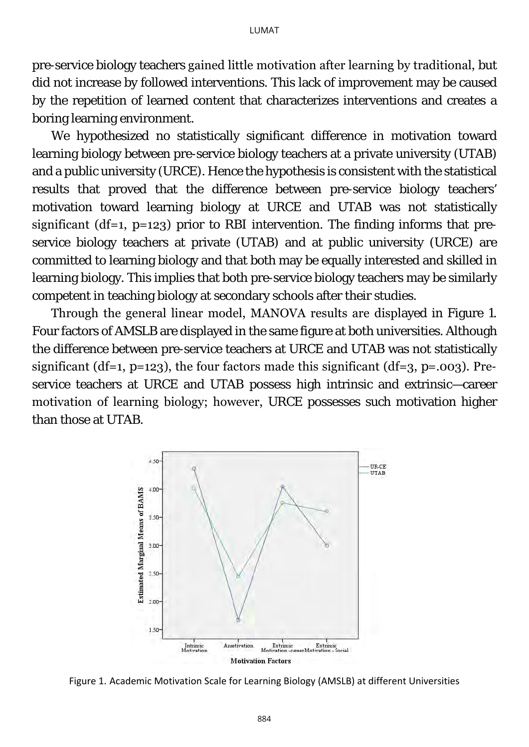pre-service biology teachers gained little motivation after learning by traditional, but did not increase by followed interventions. This lack of improvement may be caused by the repetition of learned content that characterizes interventions and creates a boring learning environment.

We hypothesized no statistically significant difference in motivation toward learning biology between pre-service biology teachers at a private university (UTAB) and a public university (URCE). Hence the hypothesis is consistent with the statistical results that proved that the difference between pre-service biology teachers' motivation toward learning biology at URCE and UTAB was not statistically significant (df=1, p=123) prior to RBI intervention. The finding informs that pre-service biology teachers at private (UTAB) and at public university (URCE) are committed to learning biology and that both may be equally interested and skilled in learning biology. This implies that both pre-service biology teachers may be similarly competent in teaching biology at secondary schools after their studies.

Through the general linear model, MANOVA results are displayed in Figure 1. Four factors of AMSLB are displayed in the same figure at both universities. Although the difference between pre-service teachers at URCE and UTAB was not statistically significant (df=1, p=123), the four factors made this significant (df=3, p=.003). Pre-service teachers at URCE and UTAB possess high intrinsic and extrinsic—career motivation of learning biology; however, URCE possesses such motivation higher than those at UTAB.

Figure 1. Academic Motivation Scale for Learning Biology (AMSLB) at different Universities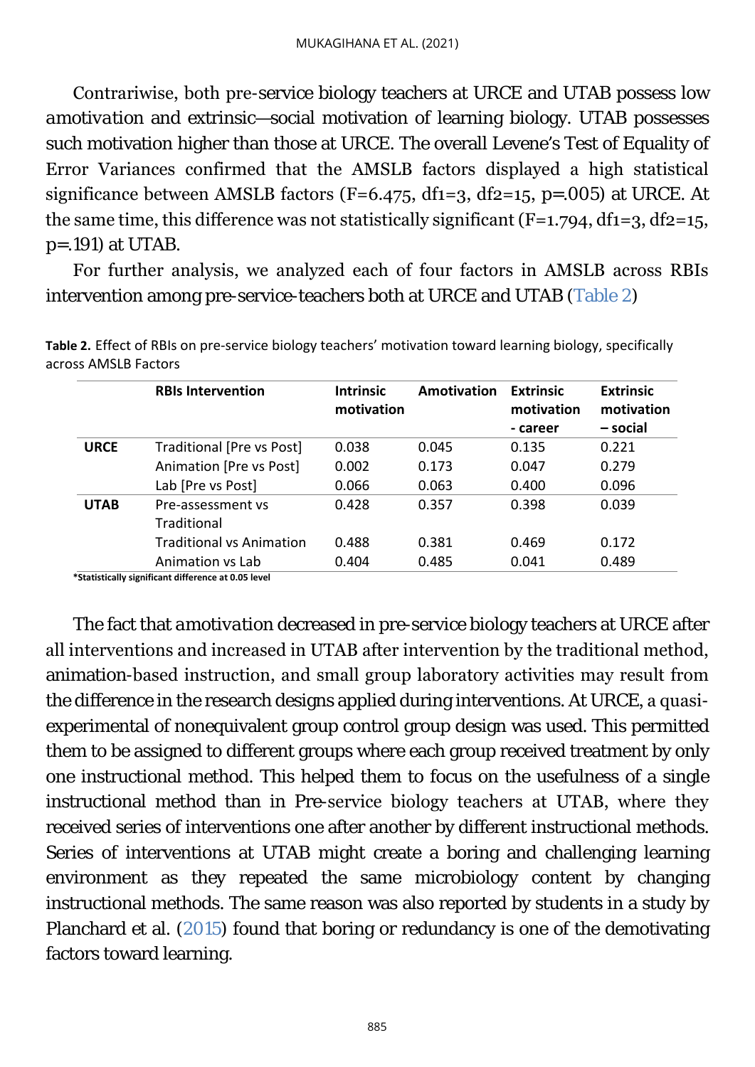Contrariwise, both pre-service biology teachers at URCE and UTAB possess low *amotivation* and extrinsic—social motivation of learning biology. UTAB possesses such motivation higher than those at URCE. The overall Levene's Test of Equality of Error Variances confirmed that the AMSLB factors displayed a high statistical significance between AMSLB factors ($F=6.475$, $df1=3$, $df2=15$, $p=.005$) at URCE. At the same time, this difference was not statistically significant ($F=1.794$, $df1=3$, $df2=15$, $p=.191$) at UTAB.

For further analysis, we analyzed each of four factors in AMSLB across RBIs intervention among pre-service-teachers both at URCE and UTAB (Table 2)

**Table 2.** Effect of RBIs on pre-service biology teachers' motivation toward learning biology, specifically across AMSLB Factors

| | RBIs Intervention | Intrinsic motivation | Amotivation | Extrinsic motivation - career | Extrinsic motivation – social |
|---|---|---|---|---|---|
| **URCE** | Traditional [Pre vs Post] | 0.038 | 0.045 | 0.135 | 0.221 |
| | Animation [Pre vs Post] | 0.002 | 0.173 | 0.047 | 0.279 |
| | Lab [Pre vs Post] | 0.066 | 0.063 | 0.400 | 0.096 |
| **UTAB** | Pre-assessment vs Traditional | 0.428 | 0.357 | 0.398 | 0.039 |
| | Traditional vs Animation | 0.488 | 0.381 | 0.469 | 0.172 |
| | Animation vs Lab | 0.404 | 0.485 | 0.041 | 0.489 |

**\*Statistically significant difference at 0.05 level**

The fact that *amotivation* decreased in pre-service biology teachers at URCE after all interventions and increased in UTAB after intervention by the traditional method, animation-based instruction, and small group laboratory activities may result from the difference in the research designs applied during interventions. At URCE, a quasi-experimental of nonequivalent group control group design was used. This permitted them to be assigned to different groups where each group received treatment by only one instructional method. This helped them to focus on the usefulness of a single instructional method than in Pre-service biology teachers at UTAB, where they received series of interventions one after another by different instructional methods. Series of interventions at UTAB might create a boring and challenging learning environment as they repeated the same microbiology content by changing instructional methods. The same reason was also reported by students in a study by Planchard et al. (2015) found that boring or redundancy is one of the demotivating factors toward learning.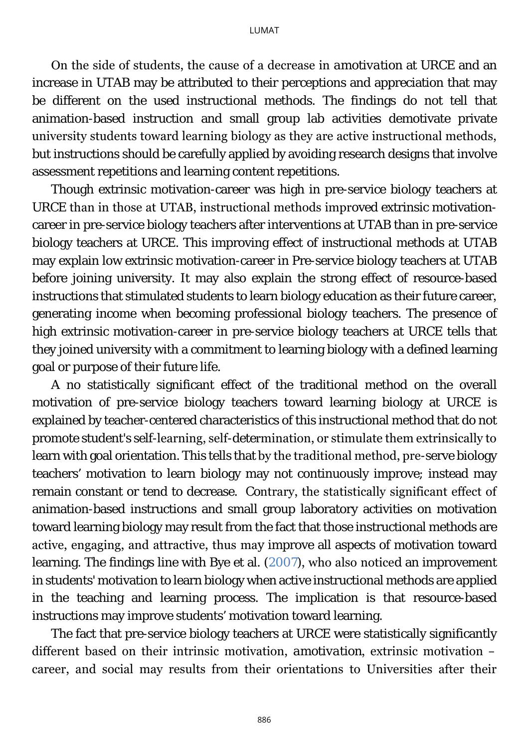On the side of students, the cause of a decrease in amotivation at URCE and an increase in UTAB may be attributed to their perceptions and appreciation that may be different on the used instructional methods. The findings do not tell that animation-based instruction and small group lab activities demotivate private university students toward learning biology as they are active instructional methods, but instructions should be carefully applied by avoiding research designs that involve assessment repetitions and learning content repetitions.

Though extrinsic motivation-career was high in pre-service biology teachers at URCE than in those at UTAB, instructional methods improved extrinsic motivation-career in pre-service biology teachers after interventions at UTAB than in pre-service biology teachers at URCE. This improving effect of instructional methods at UTAB may explain low extrinsic motivation-career in Pre-service biology teachers at UTAB before joining university. It may also explain the strong effect of resource-based instructions that stimulated students to learn biology education as their future career, generating income when becoming professional biology teachers. The presence of high extrinsic motivation-career in pre-service biology teachers at URCE tells that they joined university with a commitment to learning biology with a defined learning goal or purpose of their future life.

A no statistically significant effect of the traditional method on the overall motivation of pre-service biology teachers toward learning biology at URCE is explained by teacher-centered characteristics of this instructional method that do not promote student's self-learning, self-determination, or stimulate them extrinsically to learn with goal orientation. This tells that by the traditional method, pre-serve biology teachers' motivation to learn biology may not continuously improve; instead may remain constant or tend to decrease. Contrary, the statistically significant effect of animation-based instructions and small group laboratory activities on motivation toward learning biology may result from the fact that those instructional methods are active, engaging, and attractive, thus may improve all aspects of motivation toward learning. The findings line with Bye et al. (2007), who also noticed an improvement in students' motivation to learn biology when active instructional methods are applied in the teaching and learning process. The implication is that resource-based instructions may improve students' motivation toward learning.

The fact that pre-service biology teachers at URCE were statistically significantly different based on their intrinsic motivation, amotivation, extrinsic motivation – career, and social may results from their orientations to Universities after their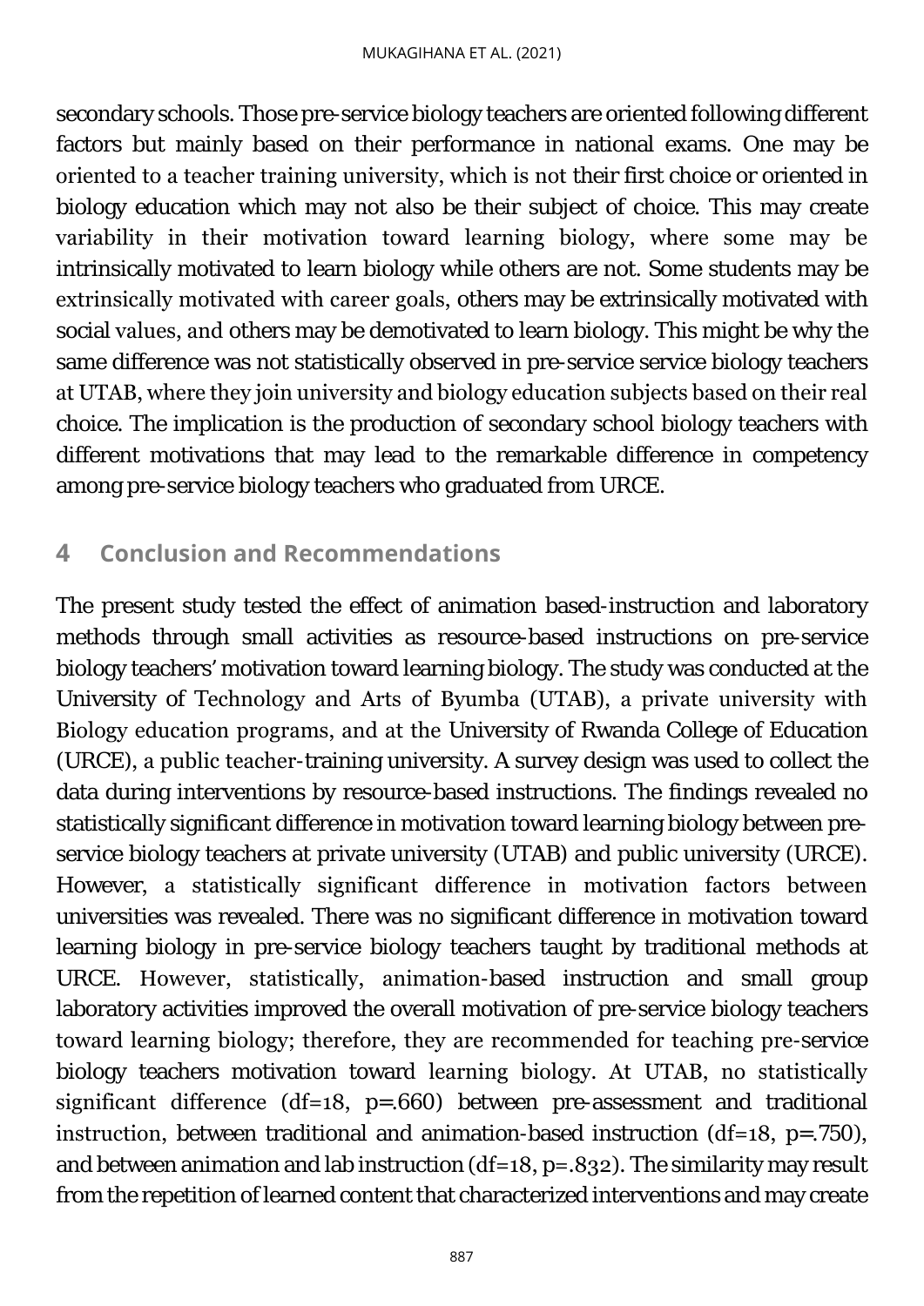secondary schools. Those pre-service biology teachers are oriented following different factors but mainly based on their performance in national exams. One may be oriented to a teacher training university, which is not their first choice or oriented in biology education which may not also be their subject of choice. This may create variability in their motivation toward learning biology, where some may be intrinsically motivated to learn biology while others are not. Some students may be extrinsically motivated with career goals, others may be extrinsically motivated with social values, and others may be demotivated to learn biology. This might be why the same difference was not statistically observed in pre-service service biology teachers at UTAB, where they join university and biology education subjects based on their real choice. The implication is the production of secondary school biology teachers with different motivations that may lead to the remarkable difference in competency among pre-service biology teachers who graduated from URCE.

## 4 Conclusion and Recommendations

The present study tested the effect of animation based-instruction and laboratory methods through small activities as resource-based instructions on pre-service biology teachers' motivation toward learning biology. The study was conducted at the University of Technology and Arts of Byumba (UTAB), a private university with Biology education programs, and at the University of Rwanda College of Education (URCE), a public teacher-training university. A survey design was used to collect the data during interventions by resource-based instructions. The findings revealed no statistically significant difference in motivation toward learning biology between pre-service biology teachers at private university (UTAB) and public university (URCE). However, a statistically significant difference in motivation factors between universities was revealed. There was no significant difference in motivation toward learning biology in pre-service biology teachers taught by traditional methods at URCE. However, statistically, animation-based instruction and small group laboratory activities improved the overall motivation of pre-service biology teachers toward learning biology; therefore, they are recommended for teaching pre-service biology teachers motivation toward learning biology. At UTAB, no statistically significant difference ($df=18$, $p=.660$) between pre-assessment and traditional instruction, between traditional and animation-based instruction ($df=18$, $p=.750$), and between animation and lab instruction ($df=18$, $p=.832$). The similarity may result from the repetition of learned content that characterized interventions and may create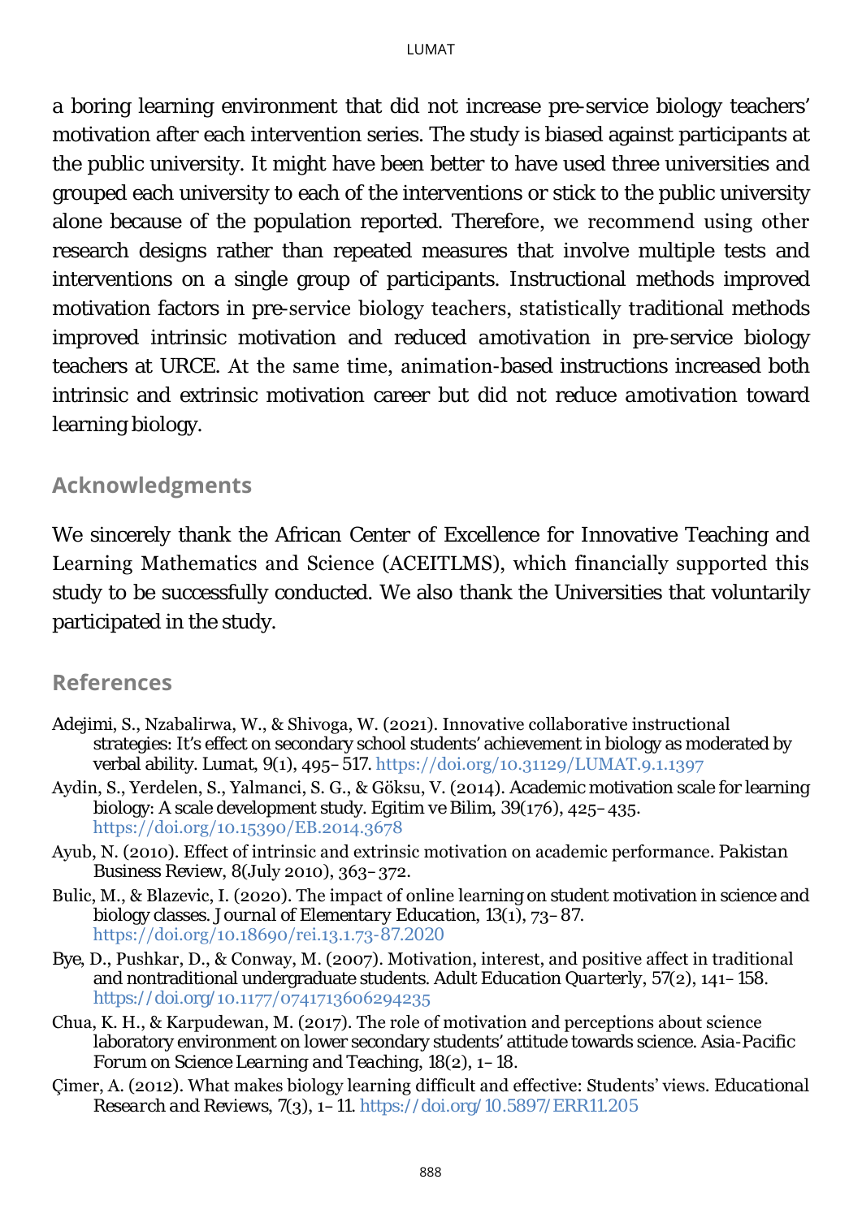a boring learning environment that did not increase pre-service biology teachers' motivation after each intervention series. The study is biased against participants at the public university. It might have been better to have used three universities and grouped each university to each of the interventions or stick to the public university alone because of the population reported. Therefore, we recommend using other research designs rather than repeated measures that involve multiple tests and interventions on a single group of participants. Instructional methods improved motivation factors in pre-service biology teachers, statistically traditional methods improved intrinsic motivation and reduced *amotivation* in pre-service biology teachers at URCE. At the same time, animation-based instructions increased both intrinsic and extrinsic motivation career but did not reduce *amotivation* toward learning biology.

## Acknowledgments

We sincerely thank the African Center of Excellence for Innovative Teaching and Learning Mathematics and Science (ACEITLMS), which financially supported this study to be successfully conducted. We also thank the Universities that voluntarily participated in the study.

## References

Adejimi, S., Nzabalirwa, W., & Shivoga, W. (2021). Innovative collaborative instructional strategies: It's effect on secondary school students' achievement in biology as moderated by verbal ability. *Lumat*, 9(1), 495–517. https://doi.org/10.31129/LUMAT.9.1.1397

Aydin, S., Yerdelen, S., Yalmanci, S. G., & Göksu, V. (2014). Academic motivation scale for learning biology: A scale development study. *Egitim ve Bilim*, 39(176), 425–435. https://doi.org/10.15390/EB.2014.3678

Ayub, N. (2010). Effect of intrinsic and extrinsic motivation on academic performance. *Pakistan Business Review*, 8(July 2010), 363–372.

Bulic, M., & Blazevic, I. (2020). The impact of online learning on student motivation in science and biology classes. *Journal of Elementary Education*, 13(1), 73–87. https://doi.org/10.18690/rei.13.1.73-87.2020

Bye, D., Pushkar, D., & Conway, M. (2007). Motivation, interest, and positive affect in traditional and nontraditional undergraduate students. *Adult Education Quarterly*, 57(2), 141–158. https://doi.org/10.1177/0741713606294235

Chua, K. H., & Karpudewan, M. (2017). The role of motivation and perceptions about science laboratory environment on lower secondary students' attitude towards science. *Asia-Pacific Forum on Science Learning and Teaching*, 18(2), 1–18.

Çimer, A. (2012). What makes biology learning difficult and effective: Students' views. *Educational Research and Reviews*, 7(3), 1–11. https://doi.org/10.5897/ERR11.205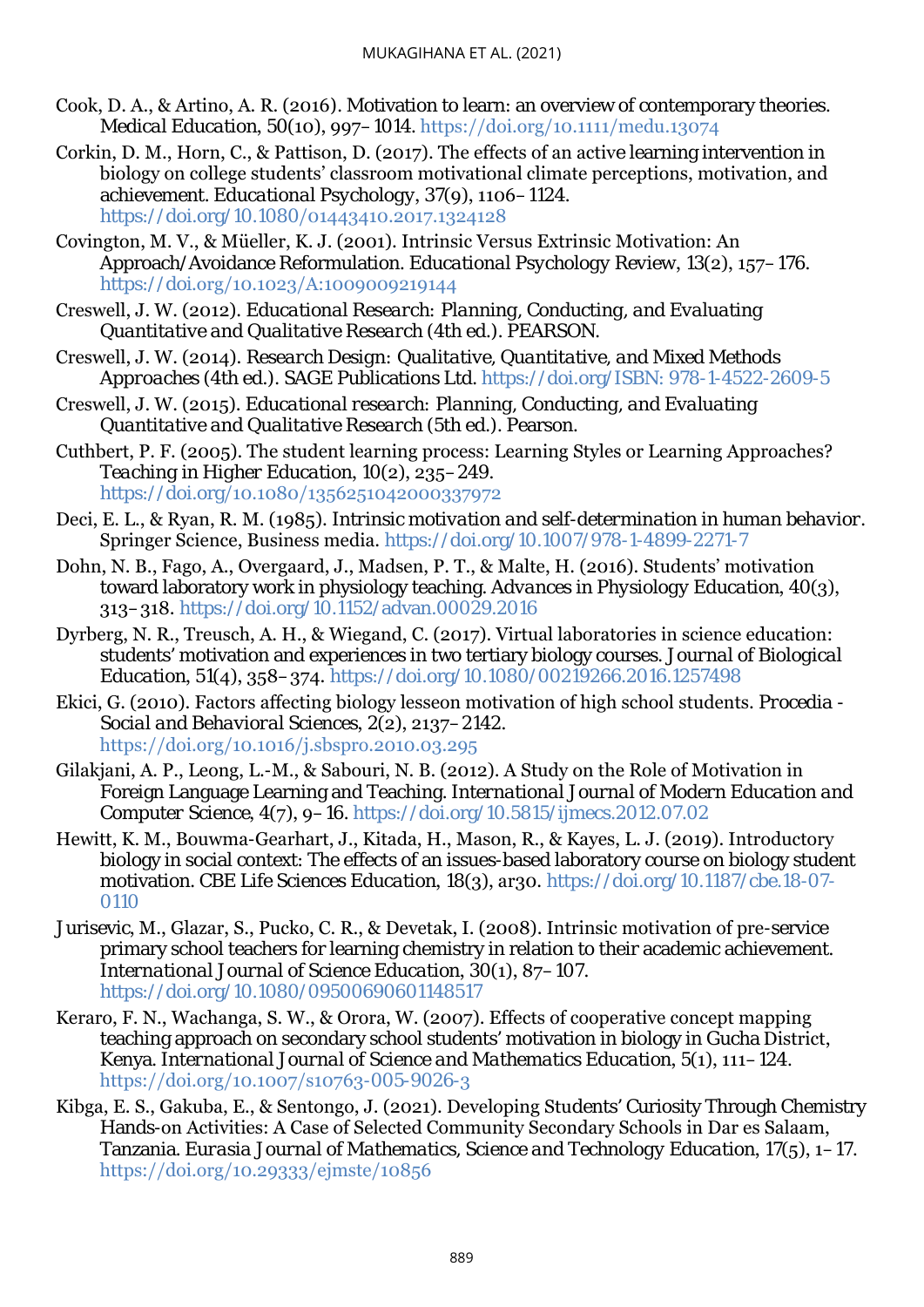Cook, D. A., & Artino, A. R. (2016). Motivation to learn: an overview of contemporary theories. *Medical Education*, *50*(10), 997–1014. https://doi.org/10.1111/medu.13074

Corkin, D. M., Horn, C., & Pattison, D. (2017). The effects of an active learning intervention in biology on college students' classroom motivational climate perceptions, motivation, and achievement. *Educational Psychology*, *37*(9), 1106–1124. https://doi.org/10.1080/01443410.2017.1324128

Covington, M. V., & Müeller, K. J. (2001). Intrinsic Versus Extrinsic Motivation: An Approach/Avoidance Reformulation. *Educational Psychology Review*, *13*(2), 157–176. https://doi.org/10.1023/A:1009009219144

Creswell, J. W. (2012). *Educational Research: Planning, Conducting, and Evaluating Quantitative and Qualitative Research* (4th ed.). PEARSON.

Creswell, J. W. (2014). *Research Design: Qualitative, Quantitative, and Mixed Methods Approaches* (4th ed.). SAGE Publications Ltd. https://doi.org/ISBN: 978-1-4522-2609-5

Creswell, J. W. (2015). *Educational research: Planning, Conducting, and Evaluating Quantitative and Qualitative Research* (5th ed.). Pearson.

Cuthbert, P. F. (2005). The student learning process: Learning Styles or Learning Approaches? *Teaching in Higher Education*, *10*(2), 235–249. https://doi.org/10.1080/1356251042000337972

Deci, E. L., & Ryan, R. M. (1985). *Intrinsic motivation and self-determination in human behavior*. Springer Science, Business media. https://doi.org/10.1007/978-1-4899-2271-7

Dohn, N. B., Fago, A., Overgaard, J., Madsen, P. T., & Malte, H. (2016). Students' motivation toward laboratory work in physiology teaching. *Advances in Physiology Education*, *40*(3), 313–318. https://doi.org/10.1152/advan.00029.2016

Dyrberg, N. R., Treusch, A. H., & Wiegand, C. (2017). Virtual laboratories in science education: students' motivation and experiences in two tertiary biology courses. *Journal of Biological Education*, *51*(4), 358–374. https://doi.org/10.1080/00219266.2016.1257498

Ekici, G. (2010). Factors affecting biology lesseon motivation of high school students. *Procedia - Social and Behavioral Sciences*, *2*(2), 2137–2142. https://doi.org/10.1016/j.sbspro.2010.03.295

Gilakjani, A. P., Leong, L.-M., & Sabouri, N. B. (2012). A Study on the Role of Motivation in Foreign Language Learning and Teaching. *International Journal of Modern Education and Computer Science*, *4*(7), 9–16. https://doi.org/10.5815/ijmecs.2012.07.02

Hewitt, K. M., Bouwma-Gearhart, J., Kitada, H., Mason, R., & Kayes, L. J. (2019). Introductory biology in social context: The effects of an issues-based laboratory course on biology student motivation. *CBE Life Sciences Education*, *18*(3), ar30. https://doi.org/10.1187/cbe.18-07-0110

Jurisevic, M., Glazar, S., Pucko, C. R., & Devetak, I. (2008). Intrinsic motivation of pre-service primary school teachers for learning chemistry in relation to their academic achievement. *International Journal of Science Education*, *30*(1), 87–107. https://doi.org/10.1080/09500690601148517

Keraro, F. N., Wachanga, S. W., & Orora, W. (2007). Effects of cooperative concept mapping teaching approach on secondary school students' motivation in biology in Gucha District, Kenya. *International Journal of Science and Mathematics Education*, *5*(1), 111–124. https://doi.org/10.1007/s10763-005-9026-3

Kibga, E. S., Gakuba, E., & Sentongo, J. (2021). Developing Students' Curiosity Through Chemistry Hands-on Activities: A Case of Selected Community Secondary Schools in Dar es Salaam, Tanzania. *Eurasia Journal of Mathematics, Science and Technology Education*, *17*(5), 1–17. https://doi.org/10.29333/ejmste/10856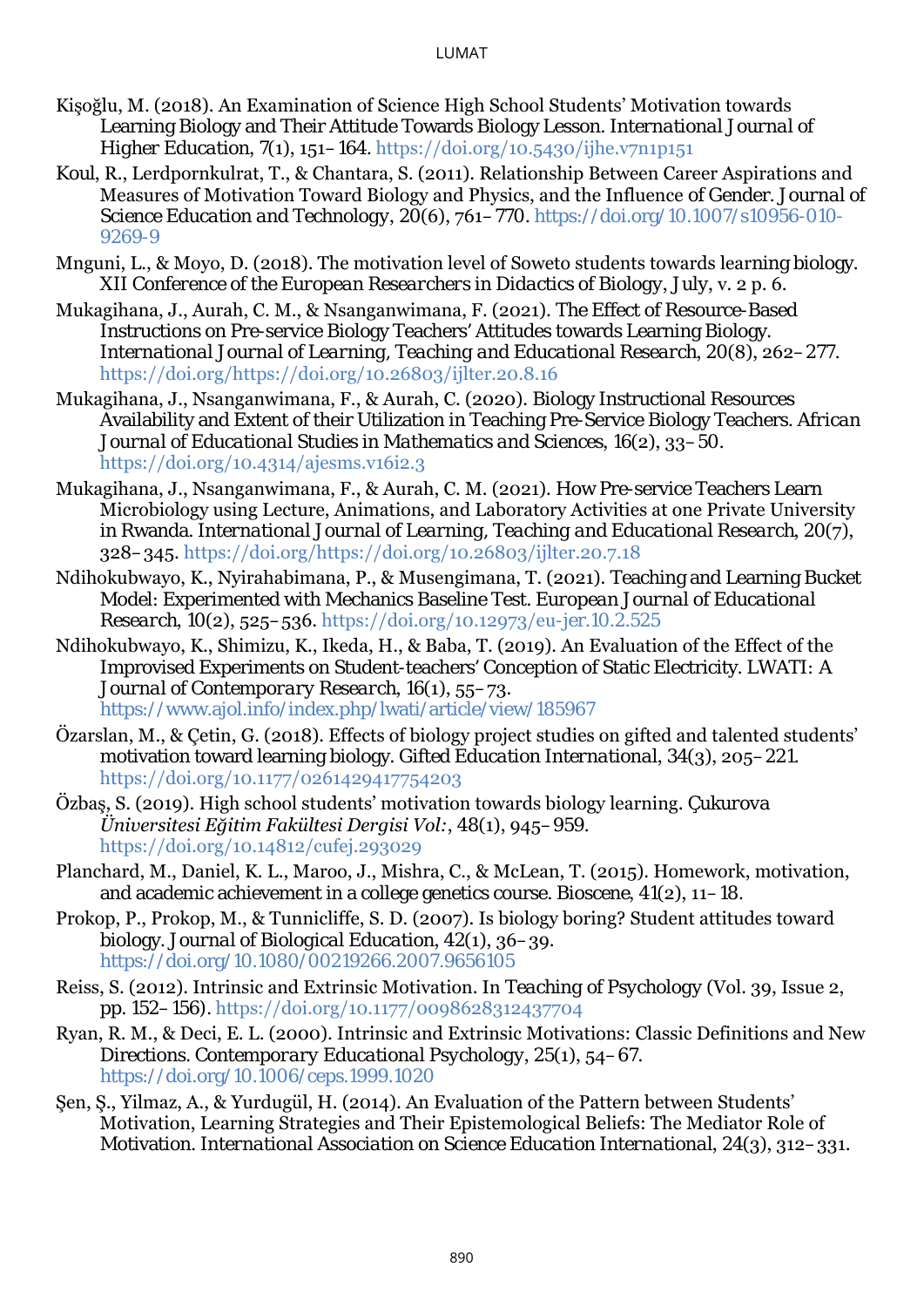Kişoğlu, M. (2018). An Examination of Science High School Students' Motivation towards Learning Biology and Their Attitude Towards Biology Lesson. *International Journal of Higher Education*, 7(1), 151–164. https://doi.org/10.5430/ijhe.v7n1p151

Koul, R., Lerdpornkulrat, T., & Chantara, S. (2011). Relationship Between Career Aspirations and Measures of Motivation Toward Biology and Physics, and the Influence of Gender. *Journal of Science Education and Technology*, 20(6), 761–770. https://doi.org/10.1007/s10956-010-9269-9

Mnguni, L., & Moyo, D. (2018). The motivation level of Soweto students towards learning biology. *XII Conference of the European Researchers in Didactics of Biology*, *July*, v. 2 p. 6.

Mukagihana, J., Aurah, C. M., & Nsanganwimana, F. (2021). The Effect of Resource-Based Instructions on Pre-service Biology Teachers' Attitudes towards Learning Biology. *International Journal of Learning, Teaching and Educational Research*, 20(8), 262–277. https://doi.org/https://doi.org/10.26803/ijlter.20.8.16

Mukagihana, J., Nsanganwimana, F., & Aurah, C. (2020). Biology Instructional Resources Availability and Extent of their Utilization in Teaching Pre-Service Biology Teachers. *African Journal of Educational Studies in Mathematics and Sciences*, 16(2), 33–50. https://doi.org/10.4314/ajesms.v16i2.3

Mukagihana, J., Nsanganwimana, F., & Aurah, C. M. (2021). How Pre-service Teachers Learn Microbiology using Lecture, Animations, and Laboratory Activities at one Private University in Rwanda. *International Journal of Learning, Teaching and Educational Research*, 20(7), 328–345. https://doi.org/https://doi.org/10.26803/ijlter.20.7.18

Ndihokubwayo, K., Nyirahabimana, P., & Musengimana, T. (2021). Teaching and Learning Bucket Model: Experimented with Mechanics Baseline Test. *European Journal of Educational Research*, 10(2), 525–536. https://doi.org/10.12973/eu-jer.10.2.525

Ndihokubwayo, K., Shimizu, K., Ikeda, H., & Baba, T. (2019). An Evaluation of the Effect of the Improvised Experiments on Student-teachers' Conception of Static Electricity. *LWATI: A Journal of Contemporary Research*, 16(1), 55–73. https://www.ajol.info/index.php/lwati/article/view/185967

Özarslan, M., & Çetin, G. (2018). Effects of biology project studies on gifted and talented students' motivation toward learning biology. *Gifted Education International*, 34(3), 205–221. https://doi.org/10.1177/0261429417754203

Özbaş, S. (2019). High school students' motivation towards biology learning. *Çukurova Üniversitesi Eğitim Fakültesi Dergisi Vol:*, 48(1), 945–959. https://doi.org/10.14812/cufej.293029

Planchard, M., Daniel, K. L., Maroo, J., Mishra, C., & McLean, T. (2015). Homework, motivation, and academic achievement in a college genetics course. Bioscene, 41(2), 11–18.

Prokop, P., Prokop, M., & Tunnicliffe, S. D. (2007). Is biology boring? Student attitudes toward biology. *Journal of Biological Education*, 42(1), 36–39. https://doi.org/10.1080/00219266.2007.9656105

Reiss, S. (2012). Intrinsic and Extrinsic Motivation. In *Teaching of Psychology* (Vol. 39, Issue 2, pp. 152–156). https://doi.org/10.1177/0098628312437704

Ryan, R. M., & Deci, E. L. (2000). Intrinsic and Extrinsic Motivations: Classic Definitions and New Directions. *Contemporary Educational Psychology*, 25(1), 54–67. https://doi.org/10.1006/ceps.1999.1020

Şen, Ş., Yilmaz, A., & Yurdugül, H. (2014). An Evaluation of the Pattern between Students' Motivation, Learning Strategies and Their Epistemological Beliefs: The Mediator Role of Motivation. *International Association on Science Education International*, 24(3), 312–331.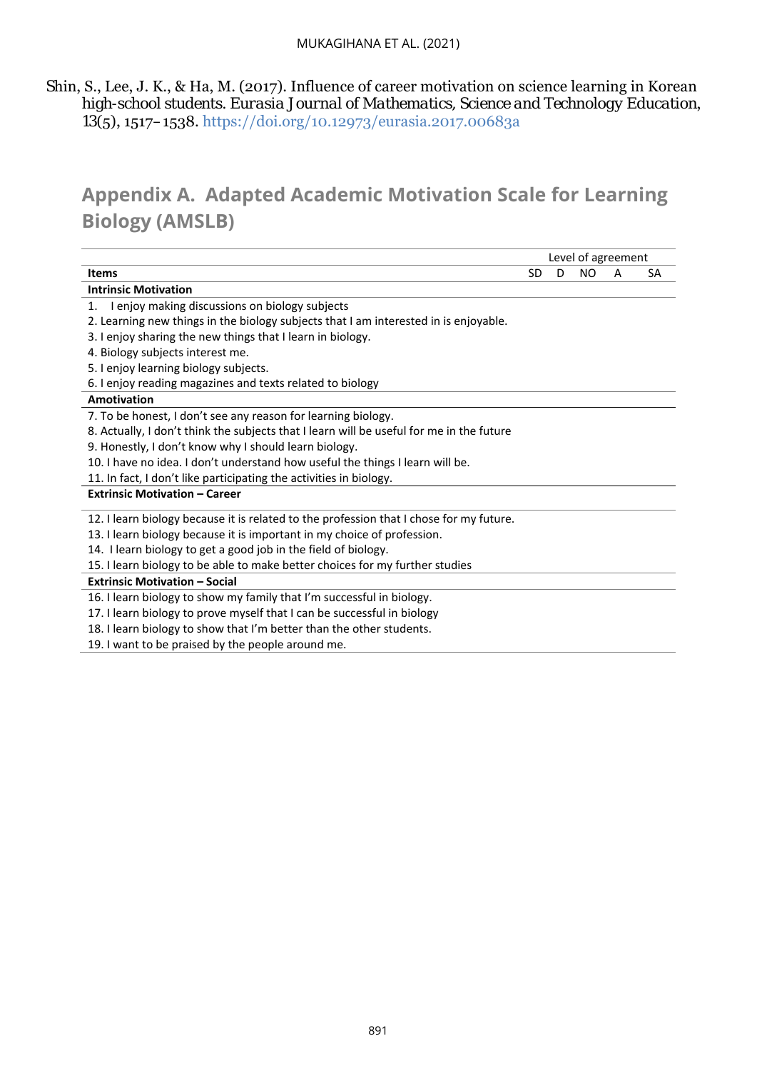Shin, S., Lee, J. K., & Ha, M. (2017). Influence of career motivation on science learning in Korean high-school students. *Eurasia Journal of Mathematics, Science and Technology Education, 13*(5), 1517–1538. https://doi.org/10.12973/eurasia.2017.00683a

## Appendix A. Adapted Academic Motivation Scale for Learning Biology (AMSLB)

| | Level of agreement | | | | |
|---|---|---|---|---|---|
| **Items** | SD | D | NO | A | SA |
| **Intrinsic Motivation** | | | | | |
| 1. I enjoy making discussions on biology subjects | | | | | |
| 2. Learning new things in the biology subjects that I am interested in is enjoyable. | | | | | |
| 3. I enjoy sharing the new things that I learn in biology. | | | | | |
| 4. Biology subjects interest me. | | | | | |
| 5. I enjoy learning biology subjects. | | | | | |
| 6. I enjoy reading magazines and texts related to biology | | | | | |
| **Amotivation** | | | | | |
| 7. To be honest, I don't see any reason for learning biology. | | | | | |
| 8. Actually, I don't think the subjects that I learn will be useful for me in the future | | | | | |
| 9. Honestly, I don't know why I should learn biology. | | | | | |
| 10. I have no idea. I don't understand how useful the things I learn will be. | | | | | |
| 11. In fact, I don't like participating the activities in biology. | | | | | |
| **Extrinsic Motivation – Career** | | | | | |
| 12. I learn biology because it is related to the profession that I chose for my future. | | | | | |
| 13. I learn biology because it is important in my choice of profession. | | | | | |
| 14. I learn biology to get a good job in the field of biology. | | | | | |
| 15. I learn biology to be able to make better choices for my further studies | | | | | |
| **Extrinsic Motivation – Social** | | | | | |
| 16. I learn biology to show my family that I'm successful in biology. | | | | | |
| 17. I learn biology to prove myself that I can be successful in biology | | | | | |
| 18. I learn biology to show that I'm better than the other students. | | | | | |
| 19. I want to be praised by the people around me. | | | | | |